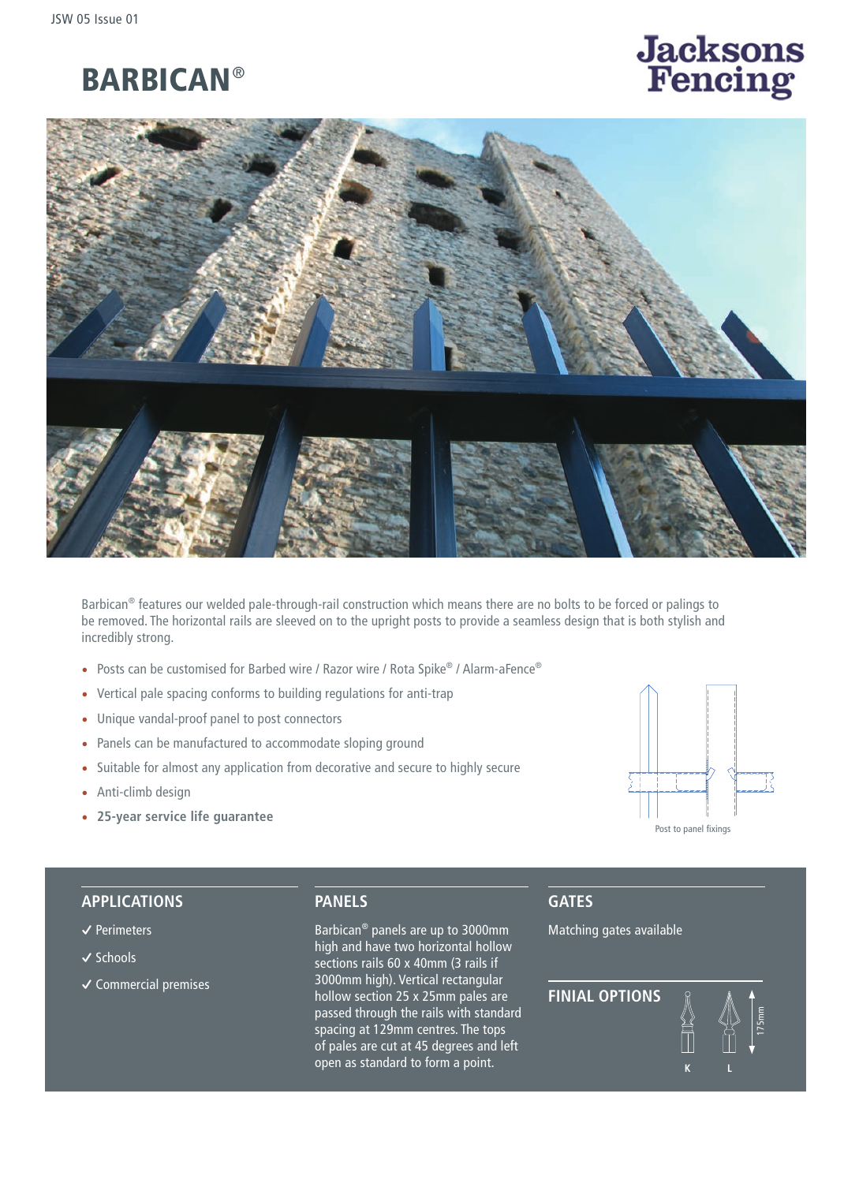JSW 05 Issue 01

# BARBICAN®

Jacksons Fencing

Barbican® features our welded pale-through-rail construction which means there are no bolts to be forced or palings to be removed. The horizontal rails are sleeved on to the upright posts to provide a seamless design that is both stylish and incredibly strong.

- Posts can be customised for Barbed wire / Razor wire / Rota Spike® / Alarm-aFence®
- Vertical pale spacing conforms to building regulations for anti-trap
- Unique vandal-proof panel to post connectors
- Panels can be manufactured to accommodate sloping ground
- Suitable for almost any application from decorative and secure to highly secure
- Anti-climb design
- **25-year service life guarantee**

Post to panel fixings

## APPLICATIONS

✓ Perimeters

✓ Schools

✓ Commercial premises

## PANELS

Barbican® panels are up to 3000mm high and have two horizontal hollow sections rails 60 x 40mm (3 rails if 3000mm high). Vertical rectangular hollow section 25 x 25mm pales are passed through the rails with standard spacing at 129mm centres. The tops of pales are cut at 45 degrees and left open as standard to form a point.

## GATES

Matching gates available

## FINIAL OPTIONS

K L

175mm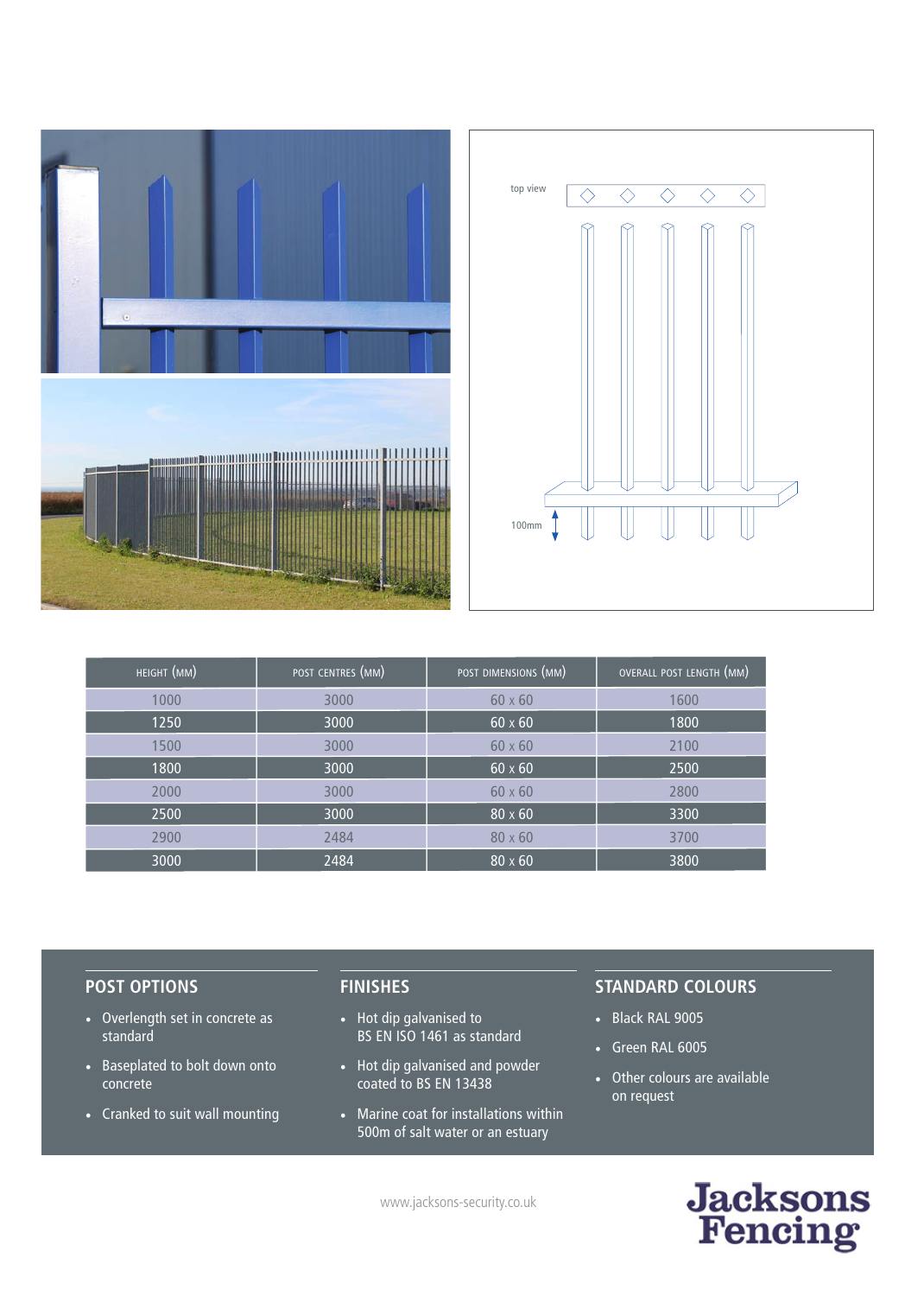top view

100mm

| HEIGHT (MM) | POST CENTRES (MM) | POST DIMENSIONS (MM) | OVERALL POST LENGTH (MM) |
|---|---|---|---|
| 1000 | 3000 | 60 x 60 | 1600 |
| 1250 | 3000 | 60 x 60 | 1800 |
| 1500 | 3000 | 60 x 60 | 2100 |
| 1800 | 3000 | 60 x 60 | 2500 |
| 2000 | 3000 | 60 x 60 | 2800 |
| 2500 | 3000 | 80 x 60 | 3300 |
| 2900 | 2484 | 80 x 60 | 3700 |
| 3000 | 2484 | 80 x 60 | 3800 |

## POST OPTIONS

- Overlength set in concrete as standard
- Baseplated to bolt down onto concrete
- Cranked to suit wall mounting

## FINISHES

- Hot dip galvanised to BS EN ISO 1461 as standard
- Hot dip galvanised and powder coated to BS EN 13438
- Marine coat for installations within 500m of salt water or an estuary

## STANDARD COLOURS

- Black RAL 9005
- Green RAL 6005
- Other colours are available on request

www.jacksons-security.co.uk

Jacksons Fencing